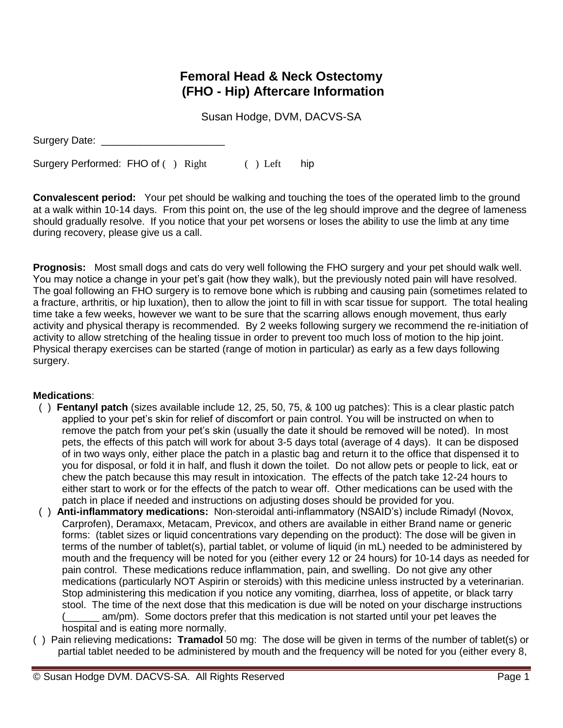# Femoral Head & Neck Ostectomy (FHO - Hip) Aftercare Information

Susan Hodge, DVM, DACVS-SA

Surgery Date: ______________________

Surgery Performed: FHO of ( ) Right ( ) Left hip

**Convalescent period:** Your pet should be walking and touching the toes of the operated limb to the ground at a walk within 10-14 days. From this point on, the use of the leg should improve and the degree of lameness should gradually resolve. If you notice that your pet worsens or loses the ability to use the limb at any time during recovery, please give us a call.

**Prognosis:** Most small dogs and cats do very well following the FHO surgery and your pet should walk well. You may notice a change in your pet's gait (how they walk), but the previously noted pain will have resolved. The goal following an FHO surgery is to remove bone which is rubbing and causing pain (sometimes related to a fracture, arthritis, or hip luxation), then to allow the joint to fill in with scar tissue for support. The total healing time take a few weeks, however we want to be sure that the scarring allows enough movement, thus early activity and physical therapy is recommended. By 2 weeks following surgery we recommend the re-initiation of activity to allow stretching of the healing tissue in order to prevent too much loss of motion to the hip joint. Physical therapy exercises can be started (range of motion in particular) as early as a few days following surgery.

**Medications**:

- ( ) **Fentanyl patch** (sizes available include 12, 25, 50, 75, & 100 ug patches): This is a clear plastic patch applied to your pet's skin for relief of discomfort or pain control. You will be instructed on when to remove the patch from your pet's skin (usually the date it should be removed will be noted). In most pets, the effects of this patch will work for about 3-5 days total (average of 4 days). It can be disposed of in two ways only, either place the patch in a plastic bag and return it to the office that dispensed it to you for disposal, or fold it in half, and flush it down the toilet. Do not allow pets or people to lick, eat or chew the patch because this may result in intoxication. The effects of the patch take 12-24 hours to either start to work or for the effects of the patch to wear off. Other medications can be used with the patch in place if needed and instructions on adjusting doses should be provided for you.
- ( ) **Anti-inflammatory medications:** Non-steroidal anti-inflammatory (NSAID's) include Rimadyl (Novox, Carprofen), Deramaxx, Metacam, Previcox, and others are available in either Brand name or generic forms: (tablet sizes or liquid concentrations vary depending on the product): The dose will be given in terms of the number of tablet(s), partial tablet, or volume of liquid (in mL) needed to be administered by mouth and the frequency will be noted for you (either every 12 or 24 hours) for 10-14 days as needed for pain control. These medications reduce inflammation, pain, and swelling. Do not give any other medications (particularly NOT Aspirin or steroids) with this medicine unless instructed by a veterinarian. Stop administering this medication if you notice any vomiting, diarrhea, loss of appetite, or black tarry stool. The time of the next dose that this medication is due will be noted on your discharge instructions (______ am/pm). Some doctors prefer that this medication is not started until your pet leaves the hospital and is eating more normally.
- ( ) Pain relieving medications**: Tramadol** 50 mg: The dose will be given in terms of the number of tablet(s) or partial tablet needed to be administered by mouth and the frequency will be noted for you (either every 8,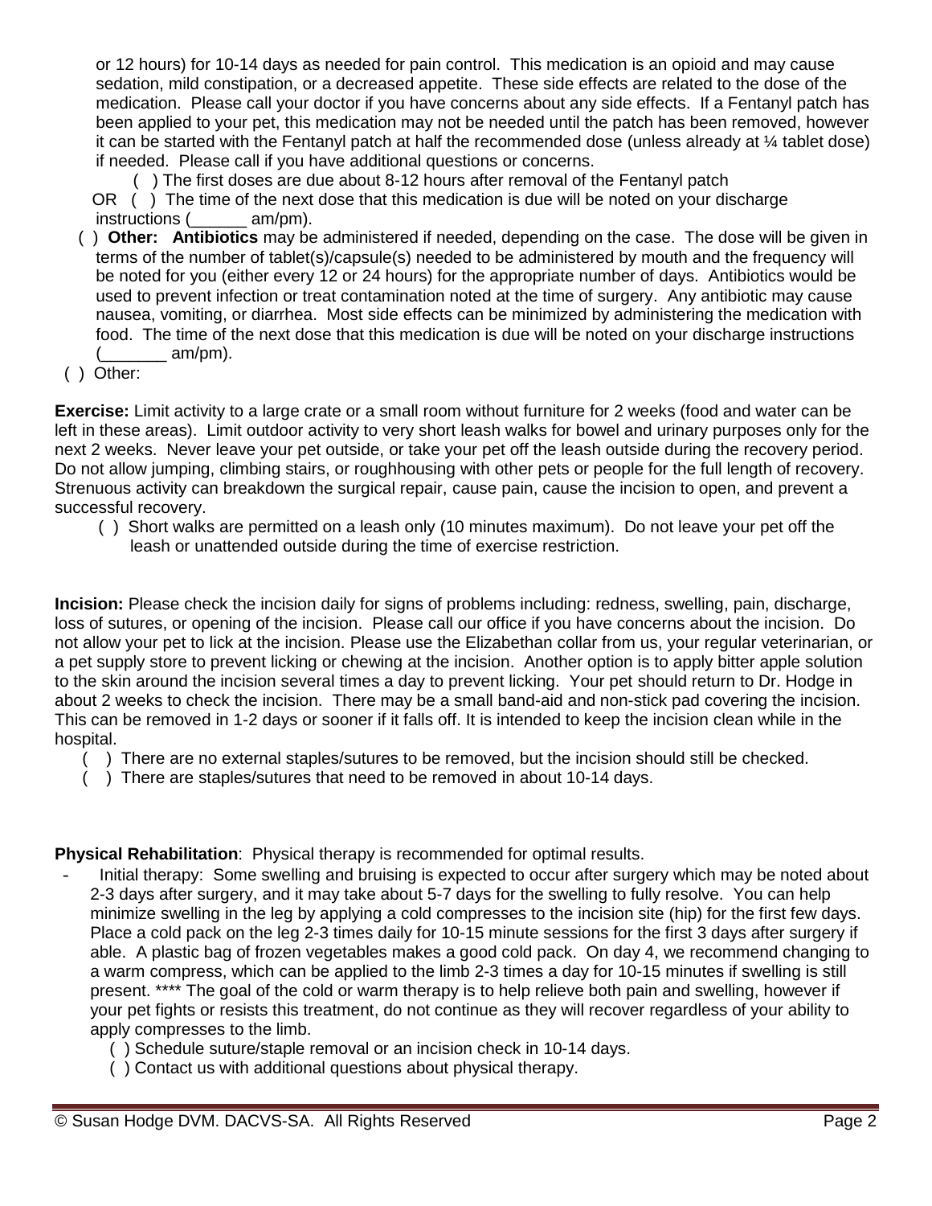or 12 hours) for 10-14 days as needed for pain control. This medication is an opioid and may cause sedation, mild constipation, or a decreased appetite. These side effects are related to the dose of the medication. Please call your doctor if you have concerns about any side effects. If a Fentanyl patch has been applied to your pet, this medication may not be needed until the patch has been removed, however it can be started with the Fentanyl patch at half the recommended dose (unless already at ¼ tablet dose) if needed. Please call if you have additional questions or concerns.

( ) The first doses are due about 8-12 hours after removal of the Fentanyl patch

OR ( ) The time of the next dose that this medication is due will be noted on your discharge instructions (______ am/pm).

( ) **Other: Antibiotics** may be administered if needed, depending on the case. The dose will be given in terms of the number of tablet(s)/capsule(s) needed to be administered by mouth and the frequency will be noted for you (either every 12 or 24 hours) for the appropriate number of days. Antibiotics would be used to prevent infection or treat contamination noted at the time of surgery. Any antibiotic may cause nausea, vomiting, or diarrhea. Most side effects can be minimized by administering the medication with food. The time of the next dose that this medication is due will be noted on your discharge instructions (_______ am/pm).

( ) Other:

**Exercise:** Limit activity to a large crate or a small room without furniture for 2 weeks (food and water can be left in these areas). Limit outdoor activity to very short leash walks for bowel and urinary purposes only for the next 2 weeks. Never leave your pet outside, or take your pet off the leash outside during the recovery period. Do not allow jumping, climbing stairs, or roughhousing with other pets or people for the full length of recovery. Strenuous activity can breakdown the surgical repair, cause pain, cause the incision to open, and prevent a successful recovery.

( ) Short walks are permitted on a leash only (10 minutes maximum). Do not leave your pet off the leash or unattended outside during the time of exercise restriction.

**Incision:** Please check the incision daily for signs of problems including: redness, swelling, pain, discharge, loss of sutures, or opening of the incision. Please call our office if you have concerns about the incision. Do not allow your pet to lick at the incision. Please use the Elizabethan collar from us, your regular veterinarian, or a pet supply store to prevent licking or chewing at the incision. Another option is to apply bitter apple solution to the skin around the incision several times a day to prevent licking. Your pet should return to Dr. Hodge in about 2 weeks to check the incision. There may be a small band-aid and non-stick pad covering the incision. This can be removed in 1-2 days or sooner if it falls off. It is intended to keep the incision clean while in the hospital.

( ) There are no external staples/sutures to be removed, but the incision should still be checked.

( ) There are staples/sutures that need to be removed in about 10-14 days.

**Physical Rehabilitation**: Physical therapy is recommended for optimal results.

- Initial therapy: Some swelling and bruising is expected to occur after surgery which may be noted about 2-3 days after surgery, and it may take about 5-7 days for the swelling to fully resolve. You can help minimize swelling in the leg by applying a cold compresses to the incision site (hip) for the first few days. Place a cold pack on the leg 2-3 times daily for 10-15 minute sessions for the first 3 days after surgery if able. A plastic bag of frozen vegetables makes a good cold pack. On day 4, we recommend changing to a warm compress, which can be applied to the limb 2-3 times a day for 10-15 minutes if swelling is still present. **** The goal of the cold or warm therapy is to help relieve both pain and swelling, however if your pet fights or resists this treatment, do not continue as they will recover regardless of your ability to apply compresses to the limb.

  ( ) Schedule suture/staple removal or an incision check in 10-14 days.

  ( ) Contact us with additional questions about physical therapy.

© Susan Hodge DVM. DACVS-SA. All Rights Reserved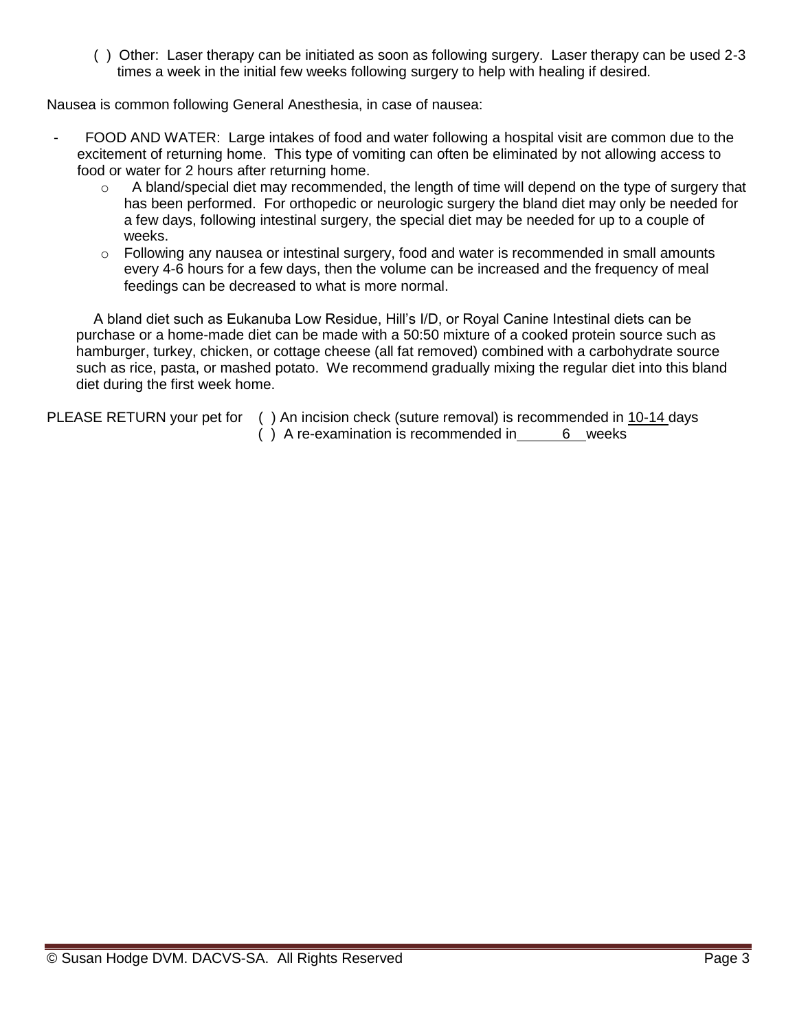( ) Other: Laser therapy can be initiated as soon as following surgery. Laser therapy can be used 2-3 times a week in the initial few weeks following surgery to help with healing if desired.

Nausea is common following General Anesthesia, in case of nausea:

- FOOD AND WATER: Large intakes of food and water following a hospital visit are common due to the excitement of returning home. This type of vomiting can often be eliminated by not allowing access to food or water for 2 hours after returning home.
  - A bland/special diet may recommended, the length of time will depend on the type of surgery that has been performed. For orthopedic or neurologic surgery the bland diet may only be needed for a few days, following intestinal surgery, the special diet may be needed for up to a couple of weeks.
  - Following any nausea or intestinal surgery, food and water is recommended in small amounts every 4-6 hours for a few days, then the volume can be increased and the frequency of meal feedings can be decreased to what is more normal.

A bland diet such as Eukanuba Low Residue, Hill's I/D, or Royal Canine Intestinal diets can be purchase or a home-made diet can be made with a 50:50 mixture of a cooked protein source such as hamburger, turkey, chicken, or cottage cheese (all fat removed) combined with a carbohydrate source such as rice, pasta, or mashed potato. We recommend gradually mixing the regular diet into this bland diet during the first week home.

PLEASE RETURN your pet for ( ) An incision check (suture removal) is recommended in 10-14 days
( ) A re-examination is recommended in 6 weeks

© Susan Hodge DVM. DACVS-SA. All Rights Reserved